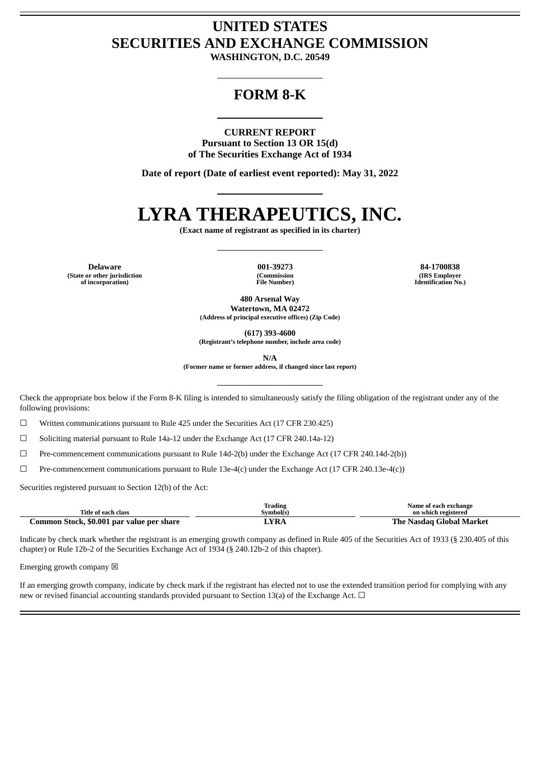# UNITED STATES
# SECURITIES AND EXCHANGE COMMISSION

**WASHINGTON, D.C. 20549**

## FORM 8-K

**CURRENT REPORT**
**Pursuant to Section 13 OR 15(d)**
**of The Securities Exchange Act of 1934**

**Date of report (Date of earliest event reported): May 31, 2022**

# LYRA THERAPEUTICS, INC.

**(Exact name of registrant as specified in its charter)**

| **Delaware** | **001-39273** | **84-1700838** |
|---|---|---|
| **(State or other jurisdiction of incorporation)** | **(Commission File Number)** | **(IRS Employer Identification No.)** |

**480 Arsenal Way**
**Watertown, MA 02472**
**(Address of principal executive offices) (Zip Code)**

**(617) 393-4600**
**(Registrant's telephone number, include area code)**

**N/A**
**(Former name or former address, if changed since last report)**

Check the appropriate box below if the Form 8-K filing is intended to simultaneously satisfy the filing obligation of the registrant under any of the following provisions:

☐ Written communications pursuant to Rule 425 under the Securities Act (17 CFR 230.425)

☐ Soliciting material pursuant to Rule 14a-12 under the Exchange Act (17 CFR 240.14a-12)

☐ Pre-commencement communications pursuant to Rule 14d-2(b) under the Exchange Act (17 CFR 240.14d-2(b))

☐ Pre-commencement communications pursuant to Rule 13e-4(c) under the Exchange Act (17 CFR 240.13e-4(c))

Securities registered pursuant to Section 12(b) of the Act:

| Title of each class | Trading Symbol(s) | Name of each exchange on which registered |
|---|---|---|
| **Common Stock, $0.001 par value per share** | **LYRA** | **The Nasdaq Global Market** |

Indicate by check mark whether the registrant is an emerging growth company as defined in Rule 405 of the Securities Act of 1933 (§ 230.405 of this chapter) or Rule 12b-2 of the Securities Exchange Act of 1934 (§ 240.12b-2 of this chapter).

Emerging growth company ☒

If an emerging growth company, indicate by check mark if the registrant has elected not to use the extended transition period for complying with any new or revised financial accounting standards provided pursuant to Section 13(a) of the Exchange Act. ☐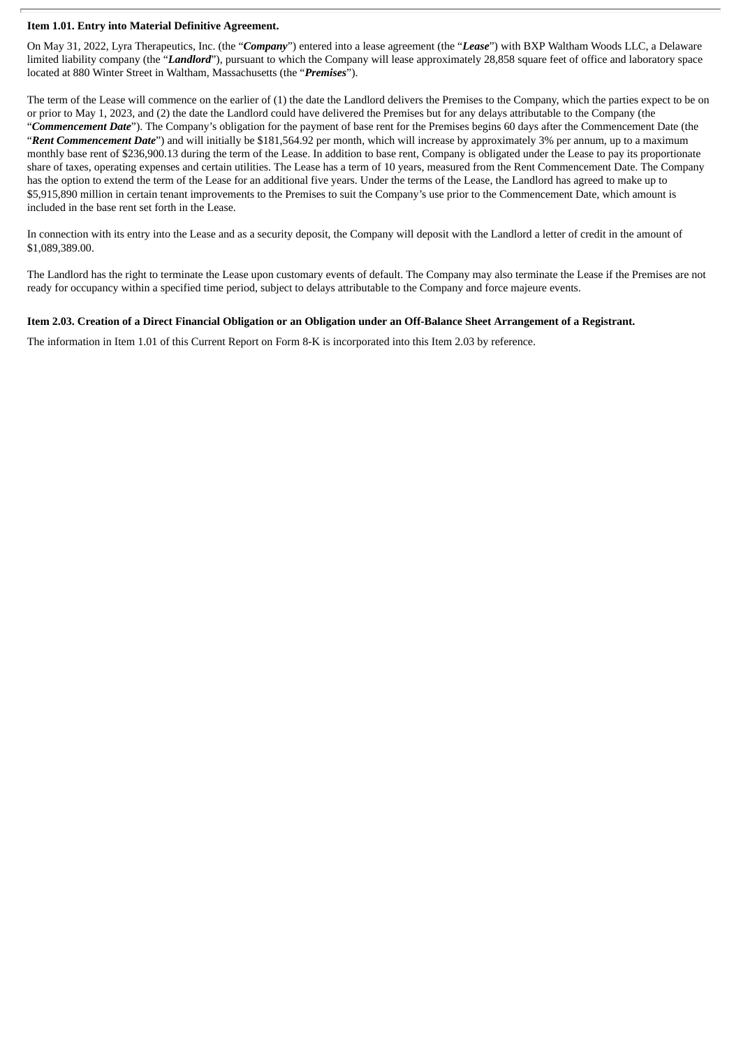**Item 1.01. Entry into Material Definitive Agreement.**

On May 31, 2022, Lyra Therapeutics, Inc. (the "***Company***") entered into a lease agreement (the "***Lease***") with BXP Waltham Woods LLC, a Delaware limited liability company (the "***Landlord***"), pursuant to which the Company will lease approximately 28,858 square feet of office and laboratory space located at 880 Winter Street in Waltham, Massachusetts (the "***Premises***").

The term of the Lease will commence on the earlier of (1) the date the Landlord delivers the Premises to the Company, which the parties expect to be on or prior to May 1, 2023, and (2) the date the Landlord could have delivered the Premises but for any delays attributable to the Company (the "***Commencement Date***"). The Company's obligation for the payment of base rent for the Premises begins 60 days after the Commencement Date (the "***Rent Commencement Date***") and will initially be $181,564.92 per month, which will increase by approximately 3% per annum, up to a maximum monthly base rent of $236,900.13 during the term of the Lease. In addition to base rent, Company is obligated under the Lease to pay its proportionate share of taxes, operating expenses and certain utilities. The Lease has a term of 10 years, measured from the Rent Commencement Date. The Company has the option to extend the term of the Lease for an additional five years. Under the terms of the Lease, the Landlord has agreed to make up to $5,915,890 million in certain tenant improvements to the Premises to suit the Company's use prior to the Commencement Date, which amount is included in the base rent set forth in the Lease.

In connection with its entry into the Lease and as a security deposit, the Company will deposit with the Landlord a letter of credit in the amount of $1,089,389.00.

The Landlord has the right to terminate the Lease upon customary events of default. The Company may also terminate the Lease if the Premises are not ready for occupancy within a specified time period, subject to delays attributable to the Company and force majeure events.

**Item 2.03. Creation of a Direct Financial Obligation or an Obligation under an Off-Balance Sheet Arrangement of a Registrant.**

The information in Item 1.01 of this Current Report on Form 8-K is incorporated into this Item 2.03 by reference.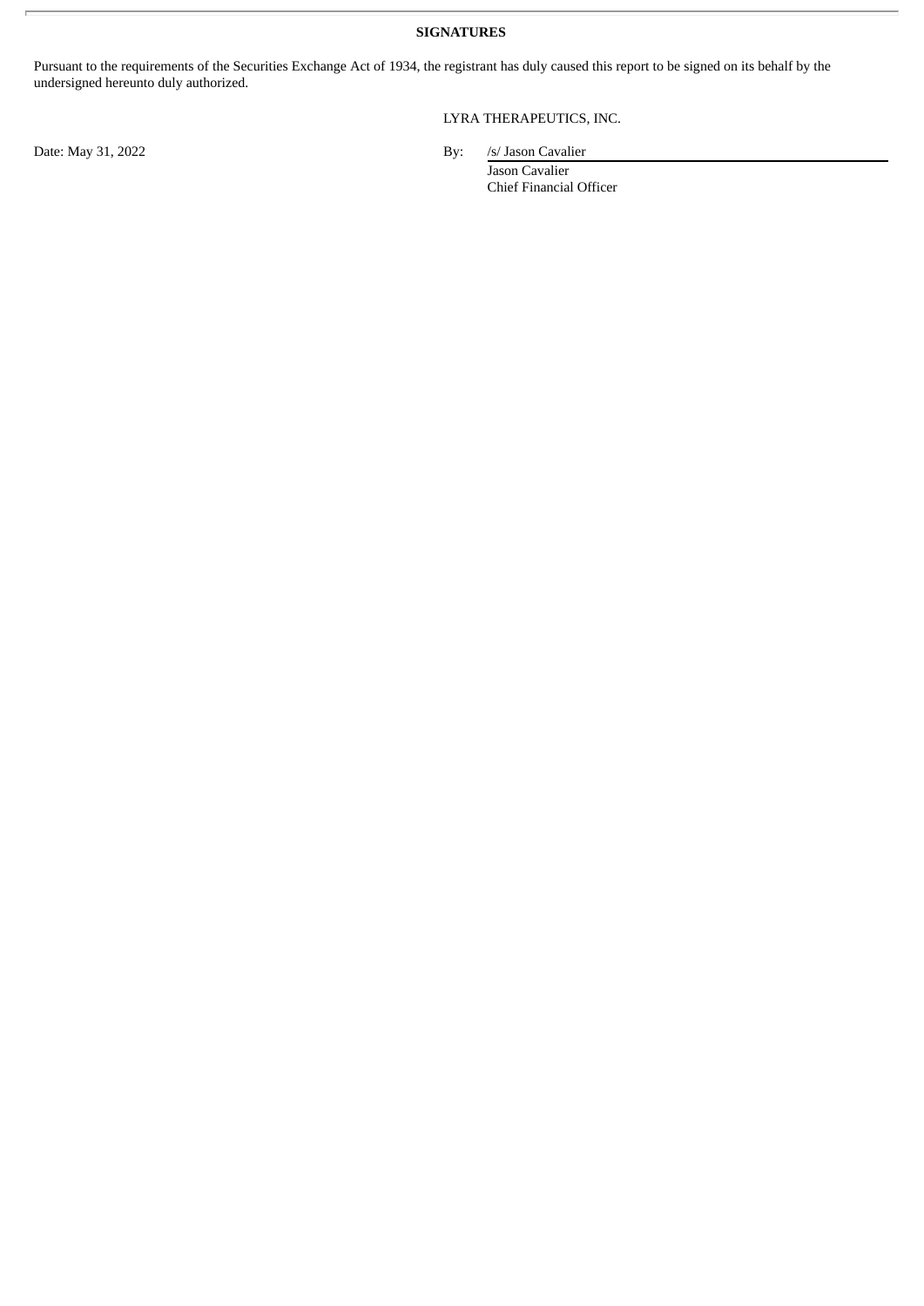**SIGNATURES**

Pursuant to the requirements of the Securities Exchange Act of 1934, the registrant has duly caused this report to be signed on its behalf by the undersigned hereunto duly authorized.

LYRA THERAPEUTICS, INC.

Date: May 31, 2022

By: /s/ Jason Cavalier

Jason Cavalier
Chief Financial Officer